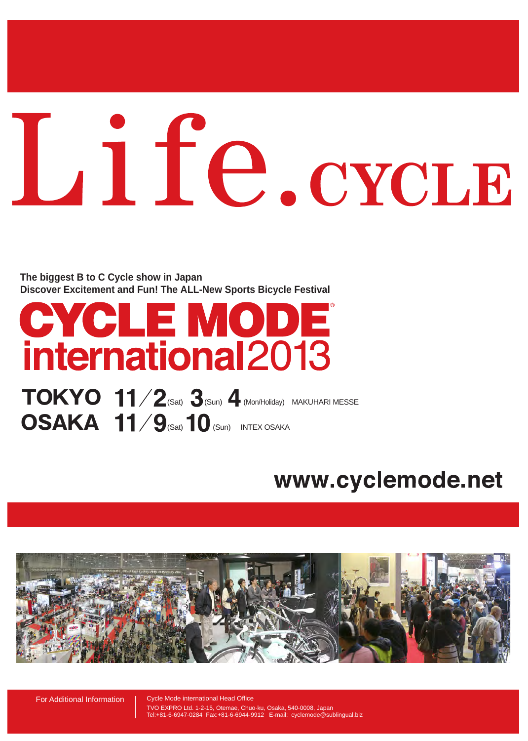# Life.CYCLE

**The biggest B to C Cycle show in Japan**
**Discover Excitement and Fun! The ALL-New Sports Bicycle Festival**

# CYCLE MODE international 2013

**TOKYO 11/2** (Sat) **3** (Sun) **4** (Mon/Holiday) MAKUHARI MESSE
**OSAKA 11/9** (Sat) **10** (Sun) INTEX OSAKA

**www.cyclemode.net**

For Additional Information

Cycle Mode international Head Office
TVO EXPRO Ltd. 1-2-15, Otemae, Chuo-ku, Osaka, 540-0008, Japan
Tel:+81-6-6947-0284 Fax:+81-6-6944-9912 E-mail: cyclemode@sublingual.biz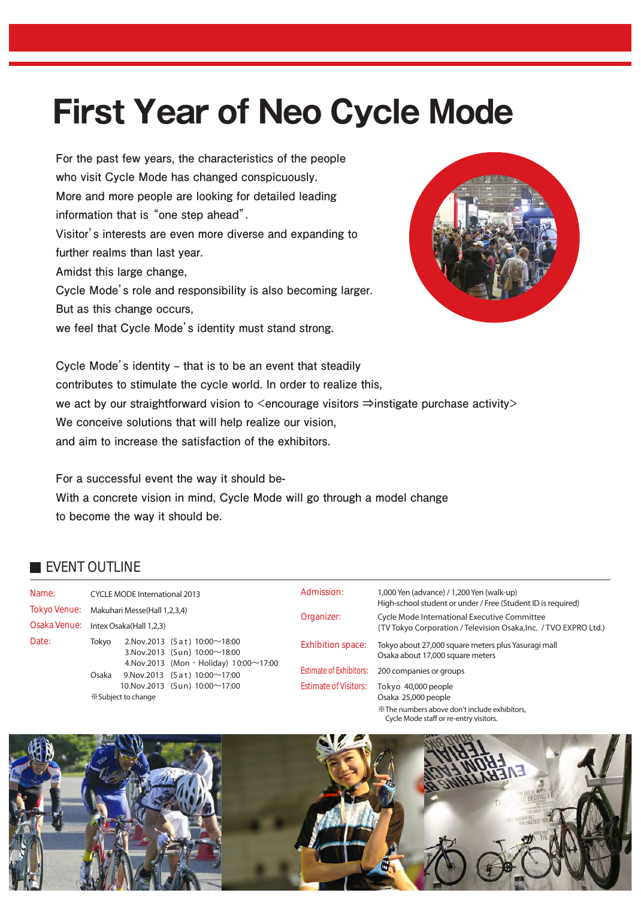# First Year of Neo Cycle Mode

For the past few years, the characteristics of the people who visit Cycle Mode has changed conspicuously.
More and more people are looking for detailed leading information that is "one step ahead".
Visitor's interests are even more diverse and expanding to further realms than last year.
Amidst this large change,
Cycle Mode's role and responsibility is also becoming larger.
But as this change occurs,
we feel that Cycle Mode's identity must stand strong.

Cycle Mode's identity – that is to be an event that steadily contributes to stimulate the cycle world. In order to realize this,
we act by our straightforward vision to <encourage visitors ⇒instigate purchase activity>
We conceive solutions that will help realize our vision,
and aim to increase the satisfaction of the exhibitors.

For a successful event the way it should be-
With a concrete vision in mind, Cycle Mode will go through a model change
to become the way it should be.

## EVENT OUTLINE

**Name:** CYCLE MODE International 2013

**Tokyo Venue:** Makuhari Messe(Hall 1,2,3,4)

**Osaka Venue:** Intex Osaka(Hall 1,2,3)

**Date:**

| | | | |
|---|---|---|---|
| Tokyo | 2.Nov.2013 | (Sat) | 10:00〜18:00 |
| | 3.Nov.2013 | (Sun) | 10:00〜18:00 |
| | 4.Nov.2013 | (Mon・Holiday) | 10:00〜17:00 |
| Osaka | 9.Nov.2013 | (Sat) | 10:00〜17:00 |
| | 10.Nov.2013 | (Sun) | 10:00〜17:00 |

※Subject to change

**Admission:** 1,000 Yen (advance) / 1,200 Yen (walk-up)
High-school student or under / Free (Student ID is required)

**Organizer:** Cycle Mode International Executive Committee
(TV Tokyo Corporation / Television Osaka,Inc. / TVO EXPRO Ltd.)

**Exhibition space:** Tokyo about 27,000 square meters plus Yasuragi mall
Osaka about 17,000 square meters

**Estimate of Exhibitors:** 200 companies or groups

**Estimate of Visitors:** Tokyo 40,000 people
Osaka 25,000 people
※The numbers above don't include exhibitors, Cycle Mode staff or re-entry visitors.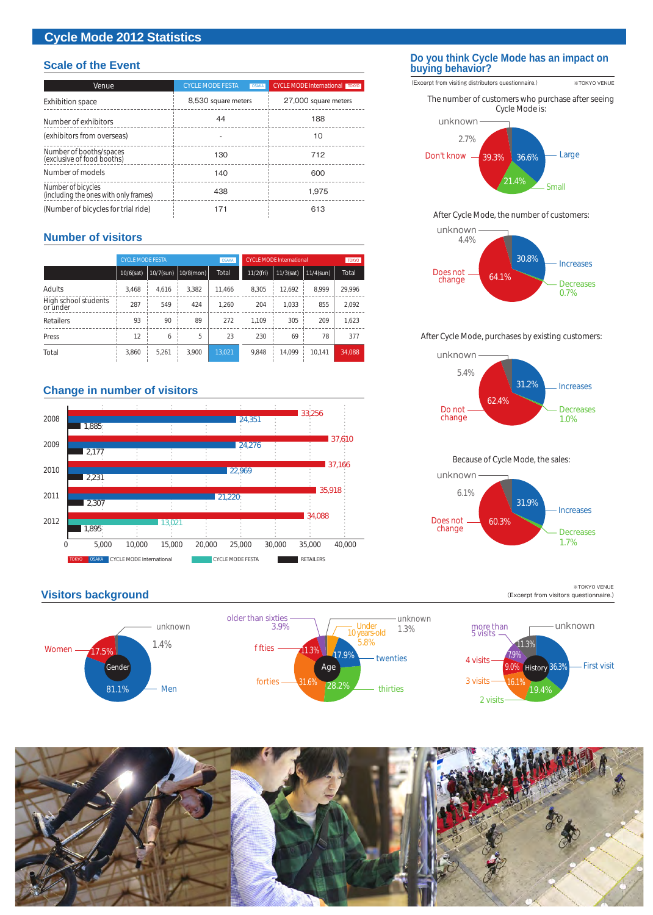# Cycle Mode 2012 Statistics

## Scale of the Event

| Venue | CYCLE MODE FESTA (OSAKA) | CYCLE MODE International (TOKYO) |
|---|---|---|
| Exhibition space | 8,530 square meters | 27,000 square meters |
| Number of exhibitors | 44 | 188 |
| (exhibitors from overseas) | - | 10 |
| Number of booths/spaces (exclusive of food booths) | 130 | 712 |
| Number of models | 140 | 600 |
| Number of bicycles (including the ones with only frames) | 438 | 1,975 |
| (Number of bicycles for trial ride) | 171 | 613 |

## Number of visitors

| | CYCLE MODE FESTA (OSAKA) | | | | CYCLE MODE International (TOKYO) | | | |
|---|---|---|---|---|---|---|---|---|
| | 10/6(sat) | 10/7(sun) | 10/8(mon) | Total | 11/2(fri) | 11/3(sat) | 11/4(sun) | Total |
| Adults | 3,468 | 4,616 | 3,382 | 11,466 | 8,305 | 12,692 | 8,999 | 29,996 |
| High school students or under | 287 | 549 | 424 | 1,260 | 204 | 1,033 | 855 | 2,092 |
| Retailers | 93 | 90 | 89 | 272 | 1,109 | 305 | 209 | 1,623 |
| Press | 12 | 6 | 5 | 23 | 230 | 69 | 78 | 377 |
| Total | 3,860 | 5,261 | 3,900 | 13,021 | 9,848 | 14,099 | 10,141 | 34,088 |

## Change in number of visitors

| Year | CYCLE MODE International (TOKYO/OSAKA) | CYCLE MODE International (TOKYO) | CYCLE MODE FESTA | RETAILERS |
|---|---|---|---|---|
| 2008 | 33,256 | 24,351 | | 1,885 |
| 2009 | 37,610 | 24,276 | | 2,177 |
| 2010 | 37,166 | 22,969 | | 2,231 |
| 2011 | 35,918 | 21,220 | | 2,307 |
| 2012 | 34,088 | | 13,021 | 1,895 |

## Do you think Cycle Mode has an impact on buying behavior?

(Excerpt from visiting distributors questionnaire.) ※TOKYO VENUE

The number of customers who purchase after seeing Cycle Mode is:
- Large 36.6%
- Small 21.4%
- Don't know 39.3%
- unknown 2.7%

After Cycle Mode, the number of customers:
- Increases 30.8%
- Decreases 0.7%
- Does not change 64.1%
- unknown 4.4%

After Cycle Mode, purchases by existing customers:
- Increases 31.2%
- Decreases 1.0%
- Do not change 62.4%
- unknown 5.4%

Because of Cycle Mode, the sales:
- Increases 31.9%
- Decreases 1.7%
- Does not change 60.3%
- unknown 6.1%

## Visitors background

※TOKYO VENUE (Excerpt from visitors questionnaire.)

Gender:
- Men 81.1%
- Women 17.5%
- unknown 1.4%

Age:
- Under 10 years-old 5.8%
- twenties 17.9%
- thirties 28.2%
- forties 31.6%
- fifties 11.3%
- older than sixties 3.9%
- unknown 1.3%

History:
- First visit 36.3%
- 2 visits 19.4%
- 3 visits 16.1%
- 4 visits 9.0%
- more than 5 visits 7.9%
- unknown 11.3%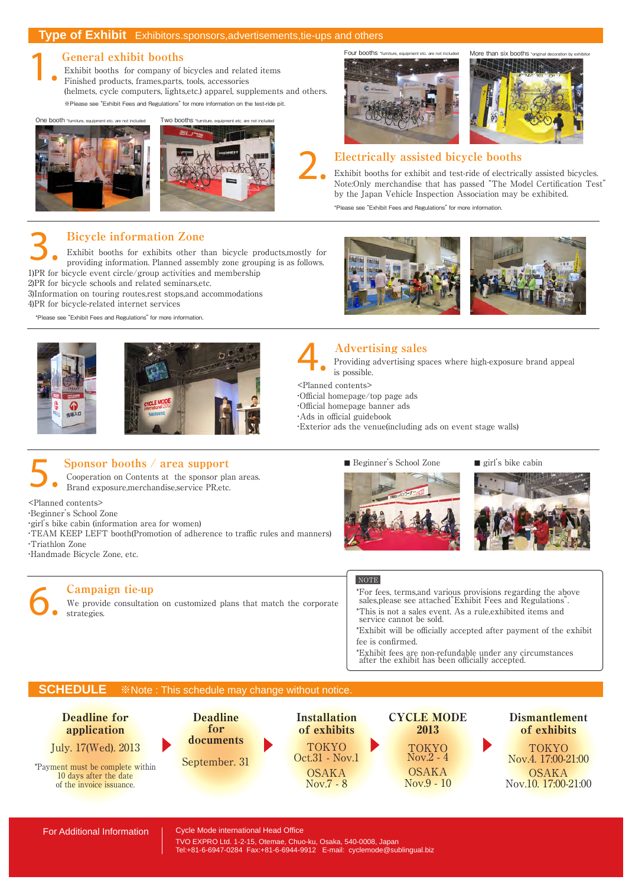## Type of Exhibit Exhibitors.sponsors,advertisements,tie-ups and others

### 1. General exhibit booths

Exhibit booths for company of bicycles and related items
Finished products, frames,parts, tools, accessories
(helmets, cycle computers, lights,etc.) apparel, supplements and others.

※Please see "Exhibit Fees and Regulations" for more information on the test-ride pit.

One booth *furniture, equipment etc. are not included

Two booths *furniture, equipment etc. are not included

Four booths *furniture, equipment etc. are not included

More than six booths *original decoration by exhibitor

### 2. Electrically assisted bicycle booths

Exhibit booths for exhibit and test-ride of electrically assisted bicycles.
Note:Only merchandise that has passed "The Model Certification Test" by the Japan Vehicle Inspection Association may be exhibited.

*Please see "Exhibit Fees and Regulations" for more information.

### 3. Bicycle information Zone

Exhibit booths for exhibits other than bicycle products,mostly for providing information. Planned assembly zone grouping is as follows.

1)PR for bicycle event circle/group activities and membership
2)PR for bicycle schools and related seminars,etc.
3)Information on touring routes,rest stops,and accommodations
4)PR for bicycle-related internet services

*Please see "Exhibit Fees and Regulations" for more information.

### 4. Advertising sales

Providing advertising spaces where high-exposure brand appeal is possible.

<Planned contents>
･Official homepage/top page ads
･Official homepage banner ads
･Ads in official guidebook
･Exterior ads the venue(including ads on event stage walls)

### 5. Sponsor booths / area support

Cooperation on Contents at the sponsor plan areas.
Brand exposure,merchandise,service PR,etc.

<Planned contents>
･Beginner's School Zone
･girl's bike cabin (information area for women)
･TEAM KEEP LEFT booth(Promotion of adherence to traffic rules and manners)
･Triathlon Zone
･Handmade Bicycle Zone, etc.

■ Beginner's School Zone

■ girl's bike cabin

### 6. Campaign tie-up

We provide consultation on customized plans that match the corporate strategies.

**NOTE**

*For fees, terms,and various provisions regarding the above sales,please see attached"Exhibit Fees and Regulations".
*This is not a sales event. As a rule,exhibited items and service cannot be sold.
*Exhibit will be officially accepted after payment of the exhibit fee is confirmed.
*Exhibit fees are non-refundable under any circumstances after the exhibit has been officially accepted.

## SCHEDULE ※Note : This schedule may change without notice.

**Deadline for application**
July. 17(Wed). 2013
*Payment must be complete within 10 days after the date of the invoice issuance.

**Deadline for documents**
September. 31

**Installation of exhibits**
TOKYO Oct.31 - Nov.1
OSAKA Nov.7 - 8

**CYCLE MODE 2013**
TOKYO Nov.2 - 4
OSAKA Nov.9 - 10

**Dismantlement of exhibits**
TOKYO Nov.4. 17:00-21:00
OSAKA Nov.10. 17:00-21:00

For Additional Information

Cycle Mode international Head Office
TVO EXPRO Ltd. 1-2-15, Otemae, Chuo-ku, Osaka, 540-0008, Japan
Tel:+81-6-6947-0284 Fax:+81-6-6944-9912 E-mail: cyclemode@sublingual.biz